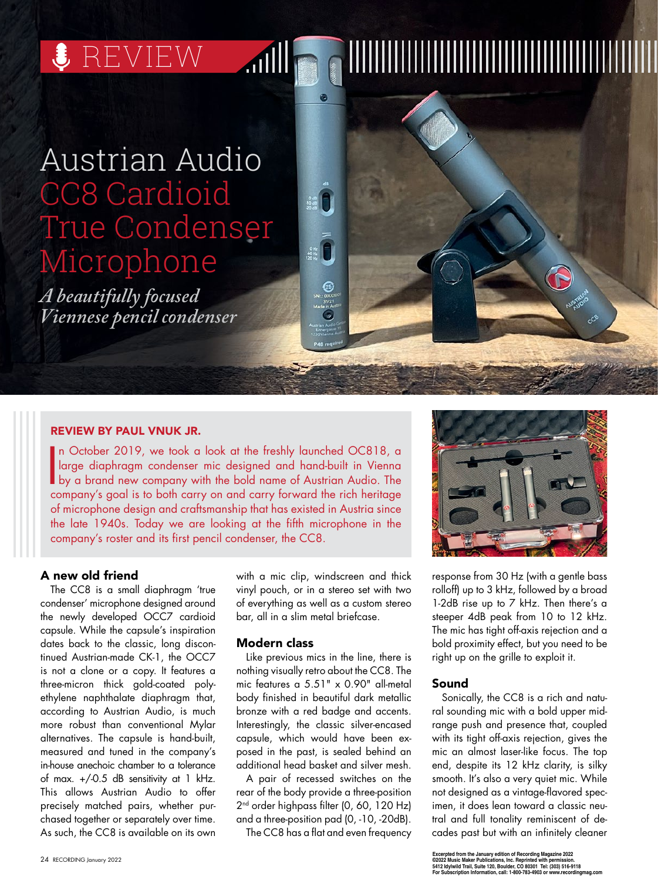REVIEW

# Austrian Audio CC8 Cardioid True Condenser Microphone

*A beautifully focused Viennese pencil condenser*

**REVIEW BY PAUL VNUK JR.**

In October 2019, we took a look at the freshly launched OC818, a large diaphragm condenser mic designed and hand-built in Vienna by a brand new company with the bold name of Austrian Audio. The company's goal is to both carry on and carry forward the rich heritage of microphone design and craftsmanship that has existed in Austria since the late 1940s. Today we are looking at the fifth microphone in the company's roster and its first pencil condenser, the CC8.

## A new old friend

The CC8 is a small diaphragm 'true condenser' microphone designed around the newly developed OCC7 cardioid capsule. While the capsule's inspiration dates back to the classic, long discontinued Austrian-made CK-1, the OCC7 is not a clone or a copy. It features a three-micron thick gold-coated polyethylene naphthalate diaphragm that, according to Austrian Audio, is much more robust than conventional Mylar alternatives. The capsule is hand-built, measured and tuned in the company's in-house anechoic chamber to a tolerance of max. +/-0.5 dB sensitivity at 1 kHz. This allows Austrian Audio to offer precisely matched pairs, whether purchased together or separately over time. As such, the CC8 is available on its own with a mic clip, windscreen and thick vinyl pouch, or in a stereo set with two of everything as well as a custom stereo bar, all in a slim metal briefcase.

## Modern class

Like previous mics in the line, there is nothing visually retro about the CC8. The mic features a 5.51" x 0.90" all-metal body finished in beautiful dark metallic bronze with a red badge and accents. Interestingly, the classic silver-encased capsule, which would have been exposed in the past, is sealed behind an additional head basket and silver mesh.

A pair of recessed switches on the rear of the body provide a three-position 2nd order highpass filter (0, 60, 120 Hz) and a three-position pad (0, -10, -20dB).

The CC8 has a flat and even frequency response from 30 Hz (with a gentle bass rolloff) up to 3 kHz, followed by a broad 1-2dB rise up to 7 kHz. Then there's a steeper 4dB peak from 10 to 12 kHz. The mic has tight off-axis rejection and a bold proximity effect, but you need to be right up on the grille to exploit it.

## Sound

Sonically, the CC8 is a rich and natural sounding mic with a bold upper midrange push and presence that, coupled with its tight off-axis rejection, gives the mic an almost laser-like focus. The top end, despite its 12 kHz clarity, is silky smooth. It's also a very quiet mic. While not designed as a vintage-flavored specimen, it does lean toward a classic neutral and full tonality reminiscent of decades past but with an infinitely cleaner

Excerpted from the January edition of Recording Magazine 2022
©2022 Music Maker Publications, Inc. Reprinted with permission.
5412 Idylwild Trail, Suite 120, Boulder, CO 80301 Tel: (303) 516-9118
For Subscription Information, call: 1-800-783-4903 or www.recordingmag.com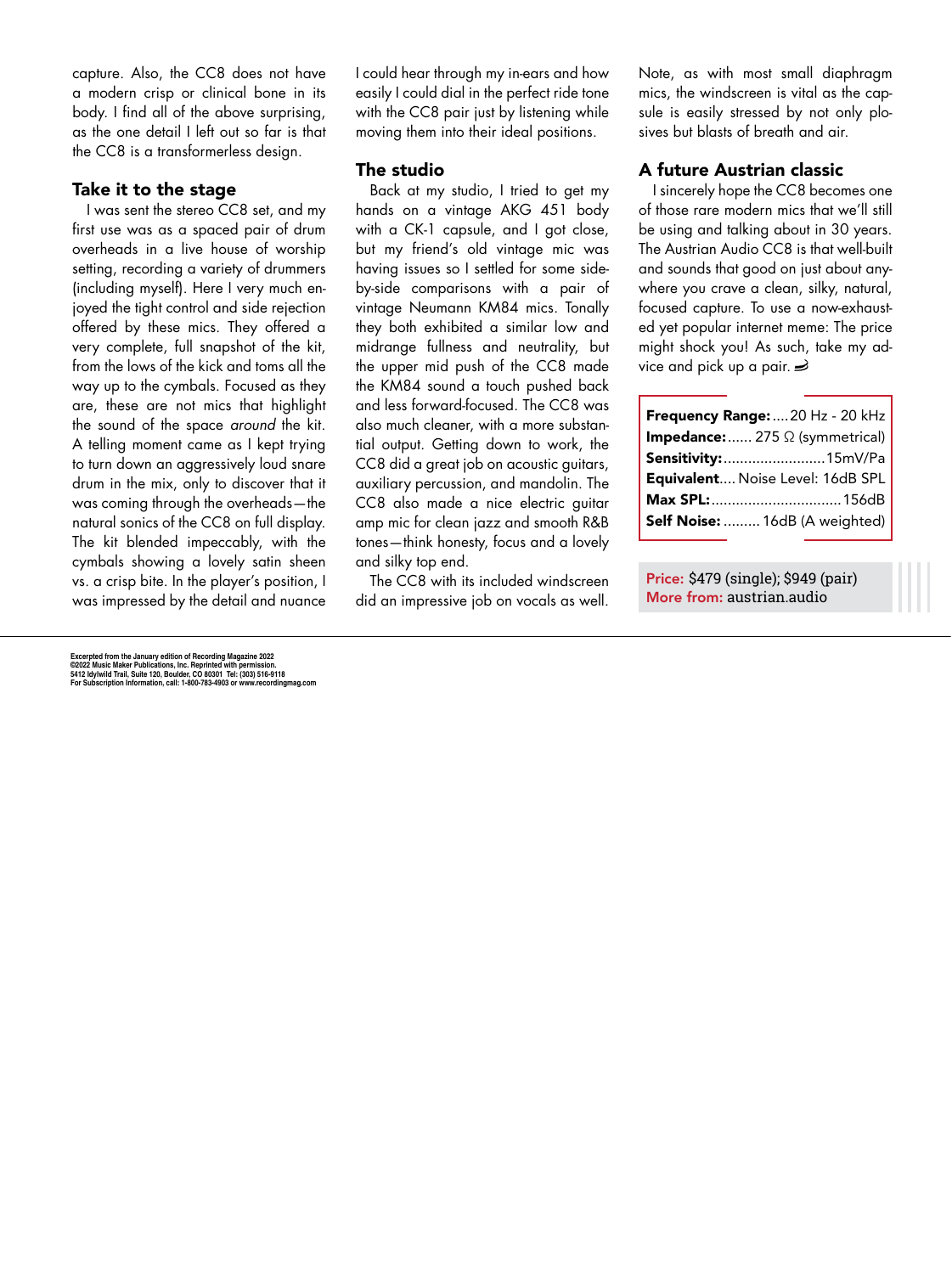capture. Also, the CC8 does not have a modern crisp or clinical bone in its body. I find all of the above surprising, as the one detail I left out so far is that the CC8 is a transformerless design.

### Take it to the stage

I was sent the stereo CC8 set, and my first use was as a spaced pair of drum overheads in a live house of worship setting, recording a variety of drummers (including myself). Here I very much enjoyed the tight control and side rejection offered by these mics. They offered a very complete, full snapshot of the kit, from the lows of the kick and toms all the way up to the cymbals. Focused as they are, these are not mics that highlight the sound of the space *around* the kit. A telling moment came as I kept trying to turn down an aggressively loud snare drum in the mix, only to discover that it was coming through the overheads—the natural sonics of the CC8 on full display. The kit blended impeccably, with the cymbals showing a lovely satin sheen vs. a crisp bite. In the player's position, I was impressed by the detail and nuance I could hear through my in-ears and how easily I could dial in the perfect ride tone with the CC8 pair just by listening while moving them into their ideal positions.

### The studio

Back at my studio, I tried to get my hands on a vintage AKG 451 body with a CK-1 capsule, and I got close, but my friend's old vintage mic was having issues so I settled for some side-by-side comparisons with a pair of vintage Neumann KM84 mics. Tonally they both exhibited a similar low and midrange fullness and neutrality, but the upper mid push of the CC8 made the KM84 sound a touch pushed back and less forward-focused. The CC8 was also much cleaner, with a more substantial output. Getting down to work, the CC8 did a great job on acoustic guitars, auxiliary percussion, and mandolin. The CC8 also made a nice electric guitar amp mic for clean jazz and smooth R&B tones—think honesty, focus and a lovely and silky top end.

The CC8 with its included windscreen did an impressive job on vocals as well. Note, as with most small diaphragm mics, the windscreen is vital as the capsule is easily stressed by not only plosives but blasts of breath and air.

### A future Austrian classic

I sincerely hope the CC8 becomes one of those rare modern mics that we'll still be using and talking about in 30 years. The Austrian Audio CC8 is that well-built and sounds that good on just about anywhere you crave a clean, silky, natural, focused capture. To use a now-exhausted yet popular internet meme: The price might shock you! As such, take my advice and pick up a pair.

**Frequency Range:**.... 20 Hz - 20 kHz
**Impedance:**...... 275 Ω (symmetrical)
**Sensitivity:**......................... 15mV/Pa
**Equivalent**.... Noise Level: 16dB SPL
**Max SPL:**................................ 156dB
**Self Noise:** ......... 16dB (A weighted)

**Price:** $479 (single); $949 (pair)
**More from:** austrian.audio

Excerpted from the January edition of Recording Magazine 2022
©2022 Music Maker Publications, Inc. Reprinted with permission.
5412 Idylwild Trail, Suite 120, Boulder, CO 80301 Tel: (303) 516-9118
For Subscription Information, call: 1-800-783-4903 or www.recordingmag.com